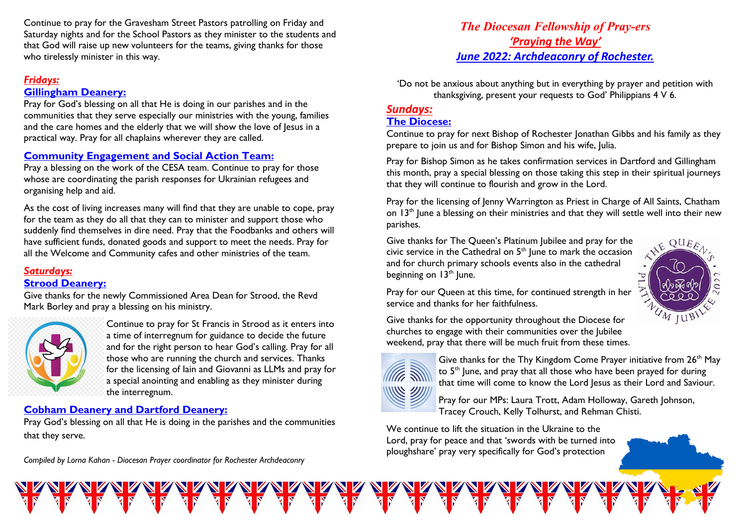Continue to pray for the Gravesham Street Pastors patrolling on Friday and Saturday nights and for the School Pastors as they minister to the students and that God will raise up new volunteers for the teams, giving thanks for those who tirelessly minister in this way.

### *Fridays:*

### Gillingham Deanery:

Pray for God's blessing on all that He is doing in our parishes and in the communities that they serve especially our ministries with the young, families and the care homes and the elderly that we will show the love of Jesus in a practical way. Pray for all chaplains wherever they are called.

### Community Engagement and Social Action Team:

Pray a blessing on the work of the CESA team. Continue to pray for those whose are coordinating the parish responses for Ukrainian refugees and organising help and aid.

As the cost of living increases many will find that they are unable to cope, pray for the team as they do all that they can to minister and support those who suddenly find themselves in dire need. Pray that the Foodbanks and others will have sufficient funds, donated goods and support to meet the needs. Pray for all the Welcome and Community cafes and other ministries of the team.

### *Saturdays:*

### Strood Deanery:

Give thanks for the newly Commissioned Area Dean for Strood, the Revd Mark Borley and pray a blessing on his ministry.

Continue to pray for St Francis in Strood as it enters into a time of interregnum for guidance to decide the future and for the right person to hear God's calling. Pray for all those who are running the church and services. Thanks for the licensing of Iain and Giovanni as LLMs and pray for a special anointing and enabling as they minister during the interregnum.

### Cobham Deanery and Dartford Deanery:

Pray God's blessing on all that He is doing in the parishes and the communities that they serve.

*Compiled by Lorna Kahan - Diocesan Prayer coordinator for Rochester Archdeaconry*

# *The Diocesan Fellowship of Pray-ers*

## *'Praying the Way'*

## *June 2022: Archdeaconry of Rochester.*

'Do not be anxious about anything but in everything by prayer and petition with thanksgiving, present your requests to God' Philippians 4 V 6.

### *Sundays:*

### The Diocese:

Continue to pray for next Bishop of Rochester Jonathan Gibbs and his family as they prepare to join us and for Bishop Simon and his wife, Julia.

Pray for Bishop Simon as he takes confirmation services in Dartford and Gillingham this month, pray a special blessing on those taking this step in their spiritual journeys that they will continue to flourish and grow in the Lord.

Pray for the licensing of Jenny Warrington as Priest in Charge of All Saints, Chatham on 13th June a blessing on their ministries and that they will settle well into their new parishes.

Give thanks for The Queen's Platinum Jubilee and pray for the civic service in the Cathedral on 5th June to mark the occasion and for church primary schools events also in the cathedral beginning on 13th June.

Pray for our Queen at this time, for continued strength in her service and thanks for her faithfulness.

Give thanks for the opportunity throughout the Diocese for churches to engage with their communities over the Jubilee weekend, pray that there will be much fruit from these times.

Give thanks for the Thy Kingdom Come Prayer initiative from 26th May to 5th June, and pray that all those who have been prayed for during that time will come to know the Lord Jesus as their Lord and Saviour.

Pray for our MPs: Laura Trott, Adam Holloway, Gareth Johnson, Tracey Crouch, Kelly Tolhurst, and Rehman Chisti.

We continue to lift the situation in the Ukraine to the Lord, pray for peace and that 'swords with be turned into ploughshare' pray very specifically for God's protection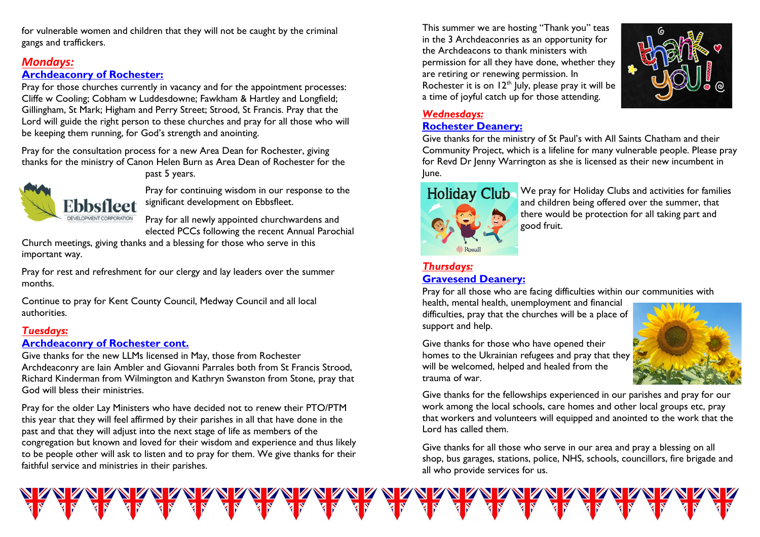for vulnerable women and children that they will not be caught by the criminal gangs and traffickers.

## *Mondays:*

### Archdeaconry of Rochester:

Pray for those churches currently in vacancy and for the appointment processes: Cliffe w Cooling; Cobham w Luddesdowne; Fawkham & Hartley and Longfield; Gillingham, St Mark; Higham and Perry Street; Strood, St Francis. Pray that the Lord will guide the right person to these churches and pray for all those who will be keeping them running, for God's strength and anointing.

Pray for the consultation process for a new Area Dean for Rochester, giving thanks for the ministry of Canon Helen Burn as Area Dean of Rochester for the past 5 years.

Pray for continuing wisdom in our response to the significant development on Ebbsfleet.

Pray for all newly appointed churchwardens and elected PCCs following the recent Annual Parochial Church meetings, giving thanks and a blessing for those who serve in this important way.

Pray for rest and refreshment for our clergy and lay leaders over the summer months.

Continue to pray for Kent County Council, Medway Council and all local authorities.

## *Tuesdays:*

### Archdeaconry of Rochester cont.

Give thanks for the new LLMs licensed in May, those from Rochester Archdeaconry are Iain Ambler and Giovanni Parrales both from St Francis Strood, Richard Kinderman from Wilmington and Kathryn Swanston from Stone, pray that God will bless their ministries.

Pray for the older Lay Ministers who have decided not to renew their PTO/PTM this year that they will feel affirmed by their parishes in all that have done in the past and that they will adjust into the next stage of life as members of the congregation but known and loved for their wisdom and experience and thus likely to be people other will ask to listen and to pray for them. We give thanks for their faithful service and ministries in their parishes.

This summer we are hosting "Thank you" teas in the 3 Archdeaconries as an opportunity for the Archdeacons to thank ministers with permission for all they have done, whether they are retiring or renewing permission. In Rochester it is on 12th July, please pray it will be a time of joyful catch up for those attending.

## *Wednesdays:*

### Rochester Deanery:

Give thanks for the ministry of St Paul's with All Saints Chatham and their Community Project, which is a lifeline for many vulnerable people. Please pray for Revd Dr Jenny Warrington as she is licensed as their new incumbent in June.

We pray for Holiday Clubs and activities for families and children being offered over the summer, that there would be protection for all taking part and good fruit.

## *Thursdays:*

### Gravesend Deanery:

Pray for all those who are facing difficulties within our communities with health, mental health, unemployment and financial difficulties, pray that the churches will be a place of support and help.

Give thanks for those who have opened their homes to the Ukrainian refugees and pray that they will be welcomed, helped and healed from the trauma of war.

Give thanks for the fellowships experienced in our parishes and pray for our work among the local schools, care homes and other local groups etc, pray that workers and volunteers will equipped and anointed to the work that the Lord has called them.

Give thanks for all those who serve in our area and pray a blessing on all shop, bus garages, stations, police, NHS, schools, councillors, fire brigade and all who provide services for us.